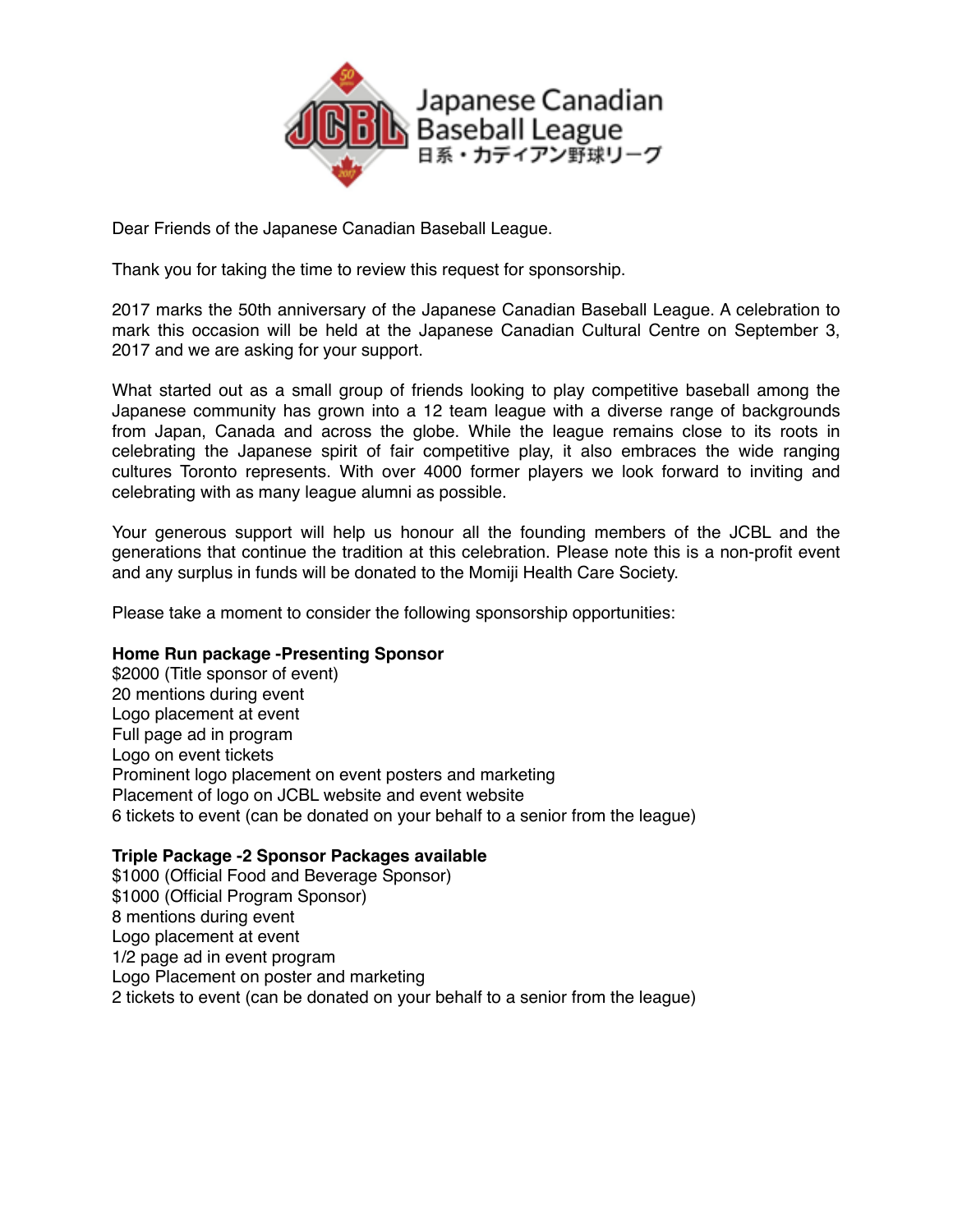Japanese Canadian Baseball League
日系・カナディアン野球リーグ

Dear Friends of the Japanese Canadian Baseball League.

Thank you for taking the time to review this request for sponsorship.

2017 marks the 50th anniversary of the Japanese Canadian Baseball League. A celebration to mark this occasion will be held at the Japanese Canadian Cultural Centre on September 3, 2017 and we are asking for your support.

What started out as a small group of friends looking to play competitive baseball among the Japanese community has grown into a 12 team league with a diverse range of backgrounds from Japan, Canada and across the globe. While the league remains close to its roots in celebrating the Japanese spirit of fair competitive play, it also embraces the wide ranging cultures Toronto represents. With over 4000 former players we look forward to inviting and celebrating with as many league alumni as possible.

Your generous support will help us honour all the founding members of the JCBL and the generations that continue the tradition at this celebration. Please note this is a non-profit event and any surplus in funds will be donated to the Momiji Health Care Society.

Please take a moment to consider the following sponsorship opportunities:

**Home Run package -Presenting Sponsor**
$2000 (Title sponsor of event)
20 mentions during event
Logo placement at event
Full page ad in program
Logo on event tickets
Prominent logo placement on event posters and marketing
Placement of logo on JCBL website and event website
6 tickets to event (can be donated on your behalf to a senior from the league)

**Triple Package -2 Sponsor Packages available**
$1000 (Official Food and Beverage Sponsor)
$1000 (Official Program Sponsor)
8 mentions during event
Logo placement at event
1/2 page ad in event program
Logo Placement on poster and marketing
2 tickets to event (can be donated on your behalf to a senior from the league)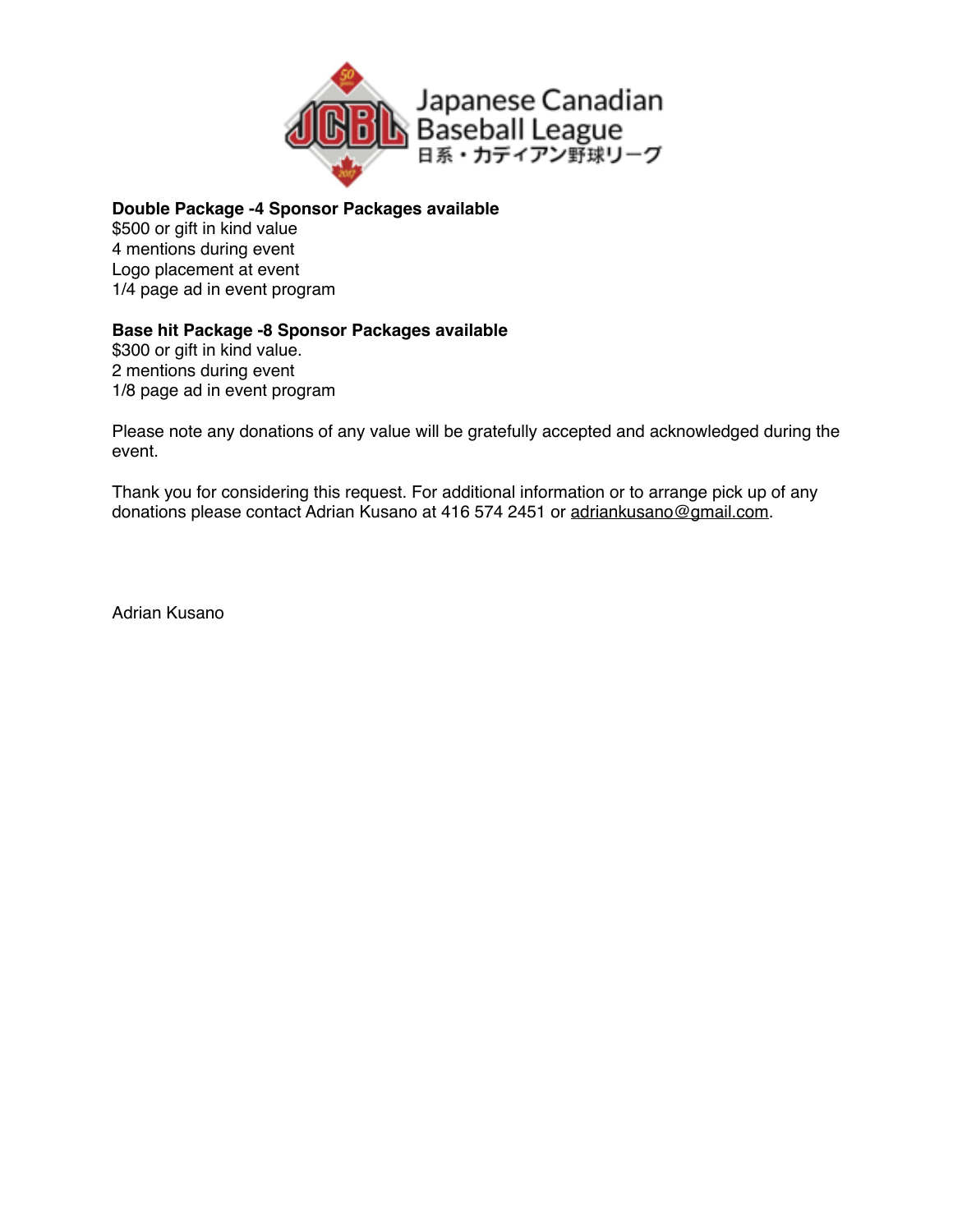Japanese Canadian Baseball League
日系・カディアン野球リーグ

**Double Package -4 Sponsor Packages available**
$500 or gift in kind value
4 mentions during event
Logo placement at event
1/4 page ad in event program

**Base hit Package -8 Sponsor Packages available**
$300 or gift in kind value.
2 mentions during event
1/8 page ad in event program

Please note any donations of any value will be gratefully accepted and acknowledged during the event.

Thank you for considering this request. For additional information or to arrange pick up of any donations please contact Adrian Kusano at 416 574 2451 or adriankusano@gmail.com.

Adrian Kusano